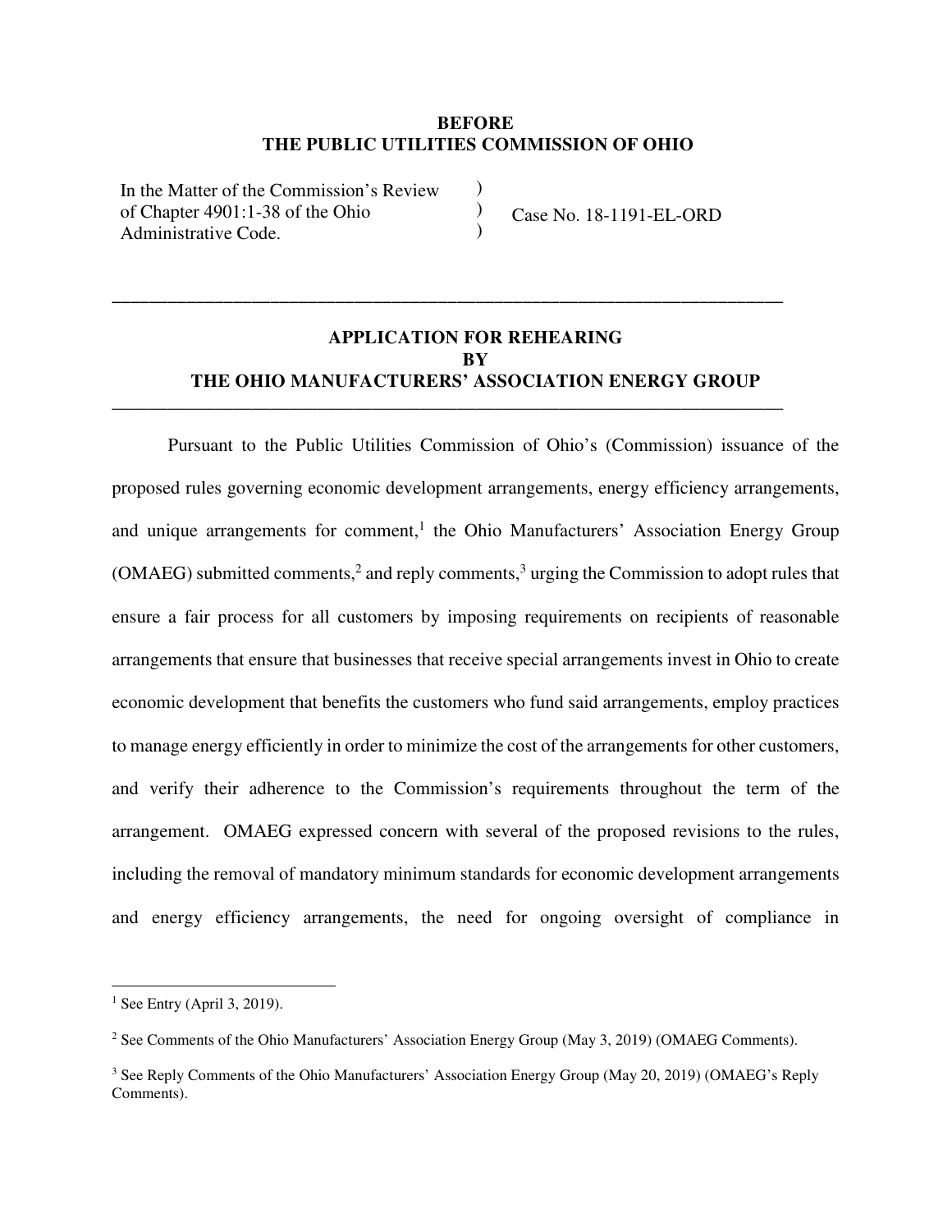**BEFORE**
**THE PUBLIC UTILITIES COMMISSION OF OHIO**

| In the Matter of the Commission's Review of Chapter 4901:1-38 of the Ohio Administrative Code. | ) ) ) | Case No. 18-1191-EL-ORD |
|---|---|---|

---

## APPLICATION FOR REHEARING BY THE OHIO MANUFACTURERS' ASSOCIATION ENERGY GROUP

---

Pursuant to the Public Utilities Commission of Ohio's (Commission) issuance of the proposed rules governing economic development arrangements, energy efficiency arrangements, and unique arrangements for comment,[1] the Ohio Manufacturers' Association Energy Group (OMAEG) submitted comments,[2] and reply comments,[3] urging the Commission to adopt rules that ensure a fair process for all customers by imposing requirements on recipients of reasonable arrangements that ensure that businesses that receive special arrangements invest in Ohio to create economic development that benefits the customers who fund said arrangements, employ practices to manage energy efficiently in order to minimize the cost of the arrangements for other customers, and verify their adherence to the Commission's requirements throughout the term of the arrangement. OMAEG expressed concern with several of the proposed revisions to the rules, including the removal of mandatory minimum standards for economic development arrangements and energy efficiency arrangements, the need for ongoing oversight of compliance in

---

[1] See Entry (April 3, 2019).

[2] See Comments of the Ohio Manufacturers' Association Energy Group (May 3, 2019) (OMAEG Comments).

[3] See Reply Comments of the Ohio Manufacturers' Association Energy Group (May 20, 2019) (OMAEG's Reply Comments).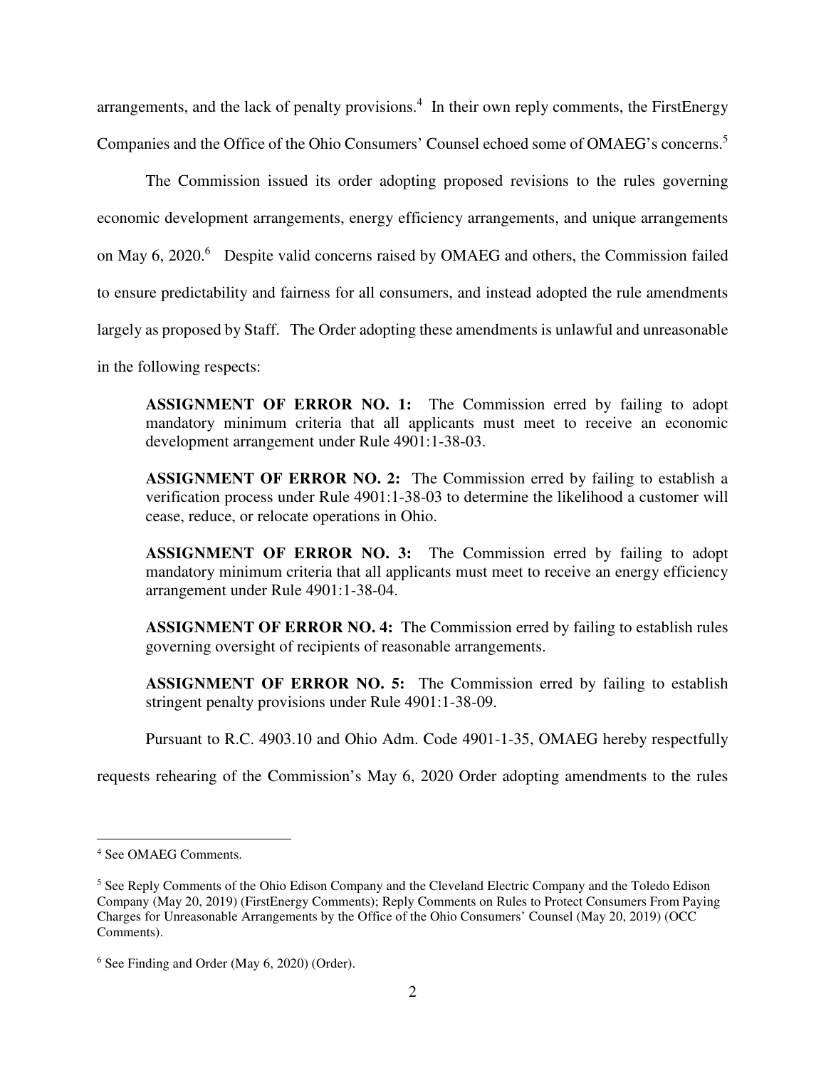arrangements, and the lack of penalty provisions.[4] In their own reply comments, the FirstEnergy Companies and the Office of the Ohio Consumers' Counsel echoed some of OMAEG's concerns.[5]

The Commission issued its order adopting proposed revisions to the rules governing economic development arrangements, energy efficiency arrangements, and unique arrangements on May 6, 2020.[6] Despite valid concerns raised by OMAEG and others, the Commission failed to ensure predictability and fairness for all consumers, and instead adopted the rule amendments largely as proposed by Staff. The Order adopting these amendments is unlawful and unreasonable in the following respects:

> **ASSIGNMENT OF ERROR NO. 1:** The Commission erred by failing to adopt mandatory minimum criteria that all applicants must meet to receive an economic development arrangement under Rule 4901:1-38-03.
>
> **ASSIGNMENT OF ERROR NO. 2:** The Commission erred by failing to establish a verification process under Rule 4901:1-38-03 to determine the likelihood a customer will cease, reduce, or relocate operations in Ohio.
>
> **ASSIGNMENT OF ERROR NO. 3:** The Commission erred by failing to adopt mandatory minimum criteria that all applicants must meet to receive an energy efficiency arrangement under Rule 4901:1-38-04.
>
> **ASSIGNMENT OF ERROR NO. 4:** The Commission erred by failing to establish rules governing oversight of recipients of reasonable arrangements.
>
> **ASSIGNMENT OF ERROR NO. 5:** The Commission erred by failing to establish stringent penalty provisions under Rule 4901:1-38-09.

Pursuant to R.C. 4903.10 and Ohio Adm. Code 4901-1-35, OMAEG hereby respectfully requests rehearing of the Commission's May 6, 2020 Order adopting amendments to the rules

---

[4] See OMAEG Comments.

[5] See Reply Comments of the Ohio Edison Company and the Cleveland Electric Company and the Toledo Edison Company (May 20, 2019) (FirstEnergy Comments); Reply Comments on Rules to Protect Consumers From Paying Charges for Unreasonable Arrangements by the Office of the Ohio Consumers' Counsel (May 20, 2019) (OCC Comments).

[6] See Finding and Order (May 6, 2020) (Order).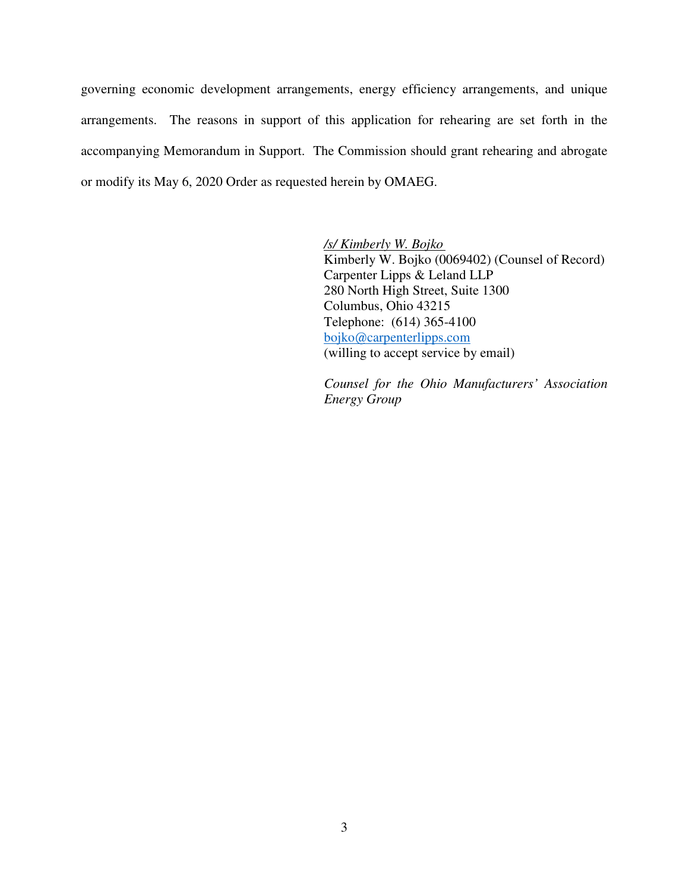governing economic development arrangements, energy efficiency arrangements, and unique arrangements. The reasons in support of this application for rehearing are set forth in the accompanying Memorandum in Support. The Commission should grant rehearing and abrogate or modify its May 6, 2020 Order as requested herein by OMAEG.

*/s/ Kimberly W. Bojko*
Kimberly W. Bojko (0069402) (Counsel of Record)
Carpenter Lipps & Leland LLP
280 North High Street, Suite 1300
Columbus, Ohio 43215
Telephone: (614) 365-4100
bojko@carpenterlipps.com
(willing to accept service by email)

*Counsel for the Ohio Manufacturers' Association Energy Group*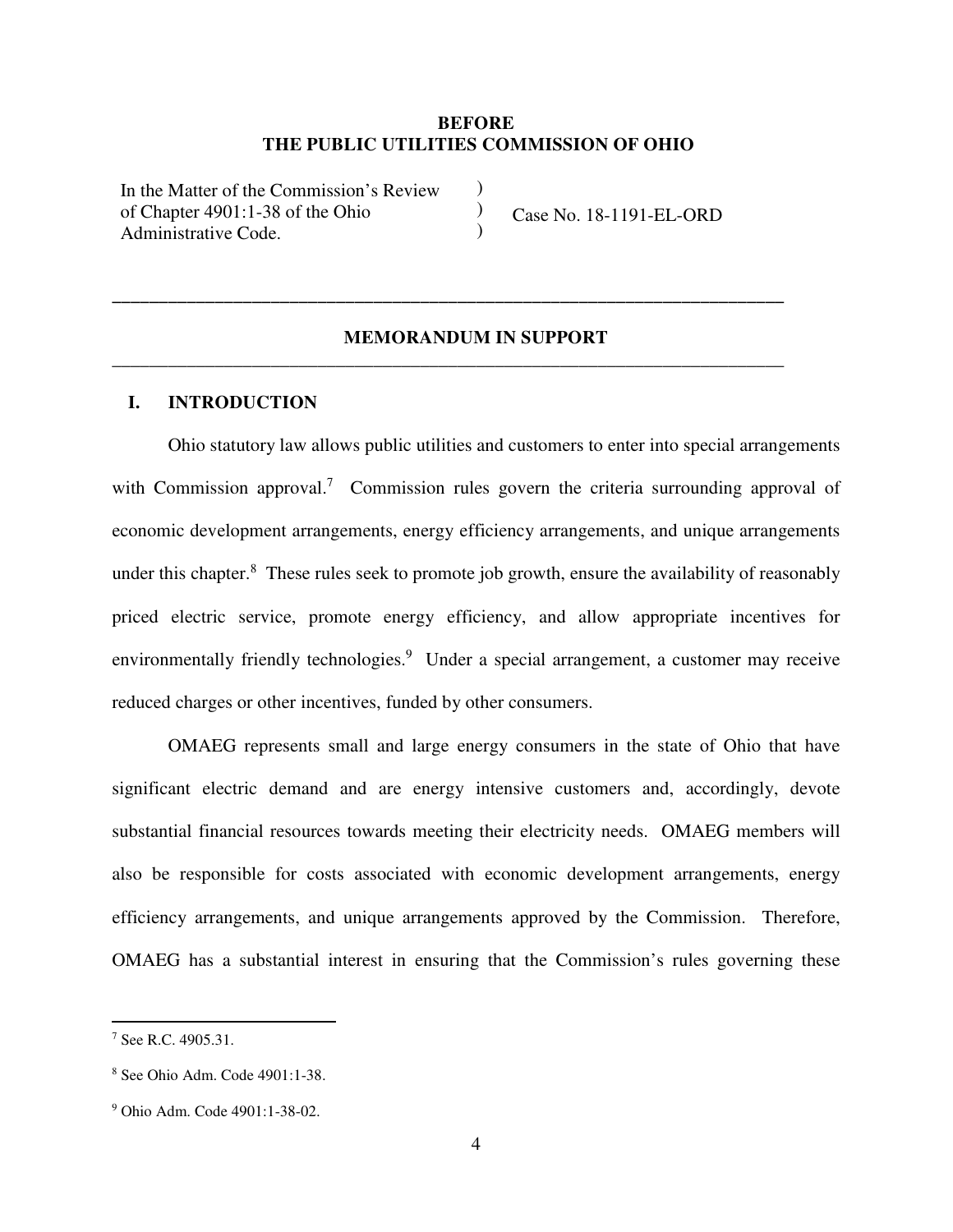**BEFORE**
**THE PUBLIC UTILITIES COMMISSION OF OHIO**

| In the Matter of the Commission's Review of Chapter 4901:1-38 of the Ohio Administrative Code. | ) ) ) | Case No. 18-1191-EL-ORD |
|---|---|---|

---

## MEMORANDUM IN SUPPORT

---

### I. INTRODUCTION

Ohio statutory law allows public utilities and customers to enter into special arrangements with Commission approval.[7] Commission rules govern the criteria surrounding approval of economic development arrangements, energy efficiency arrangements, and unique arrangements under this chapter.[8] These rules seek to promote job growth, ensure the availability of reasonably priced electric service, promote energy efficiency, and allow appropriate incentives for environmentally friendly technologies.[9] Under a special arrangement, a customer may receive reduced charges or other incentives, funded by other consumers.

OMAEG represents small and large energy consumers in the state of Ohio that have significant electric demand and are energy intensive customers and, accordingly, devote substantial financial resources towards meeting their electricity needs. OMAEG members will also be responsible for costs associated with economic development arrangements, energy efficiency arrangements, and unique arrangements approved by the Commission. Therefore, OMAEG has a substantial interest in ensuring that the Commission's rules governing these

---

[7] See R.C. 4905.31.

[8] See Ohio Adm. Code 4901:1-38.

[9] Ohio Adm. Code 4901:1-38-02.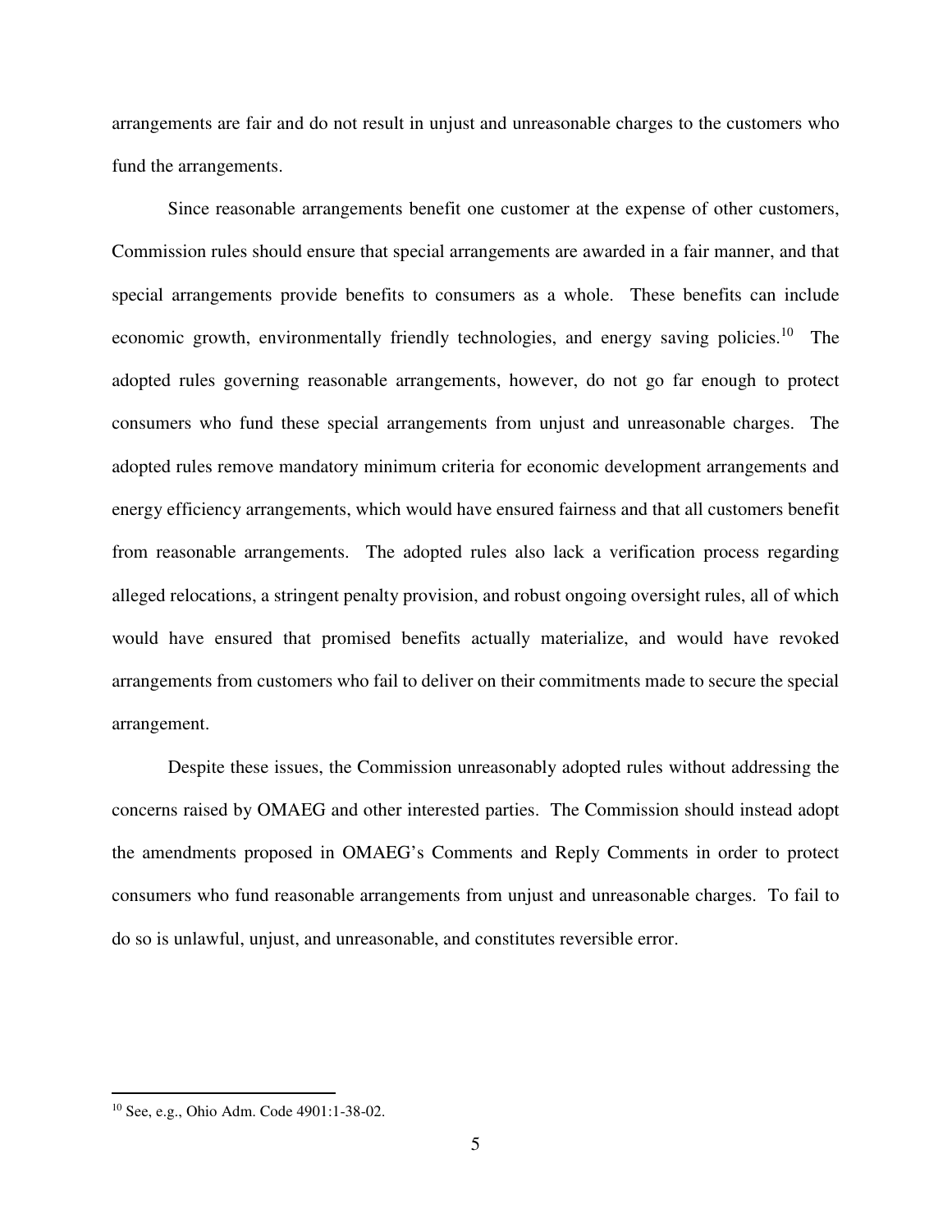arrangements are fair and do not result in unjust and unreasonable charges to the customers who fund the arrangements.

Since reasonable arrangements benefit one customer at the expense of other customers, Commission rules should ensure that special arrangements are awarded in a fair manner, and that special arrangements provide benefits to consumers as a whole. These benefits can include economic growth, environmentally friendly technologies, and energy saving policies.[10] The adopted rules governing reasonable arrangements, however, do not go far enough to protect consumers who fund these special arrangements from unjust and unreasonable charges. The adopted rules remove mandatory minimum criteria for economic development arrangements and energy efficiency arrangements, which would have ensured fairness and that all customers benefit from reasonable arrangements. The adopted rules also lack a verification process regarding alleged relocations, a stringent penalty provision, and robust ongoing oversight rules, all of which would have ensured that promised benefits actually materialize, and would have revoked arrangements from customers who fail to deliver on their commitments made to secure the special arrangement.

Despite these issues, the Commission unreasonably adopted rules without addressing the concerns raised by OMAEG and other interested parties. The Commission should instead adopt the amendments proposed in OMAEG's Comments and Reply Comments in order to protect consumers who fund reasonable arrangements from unjust and unreasonable charges. To fail to do so is unlawful, unjust, and unreasonable, and constitutes reversible error.

---

[10] See, e.g., Ohio Adm. Code 4901:1-38-02.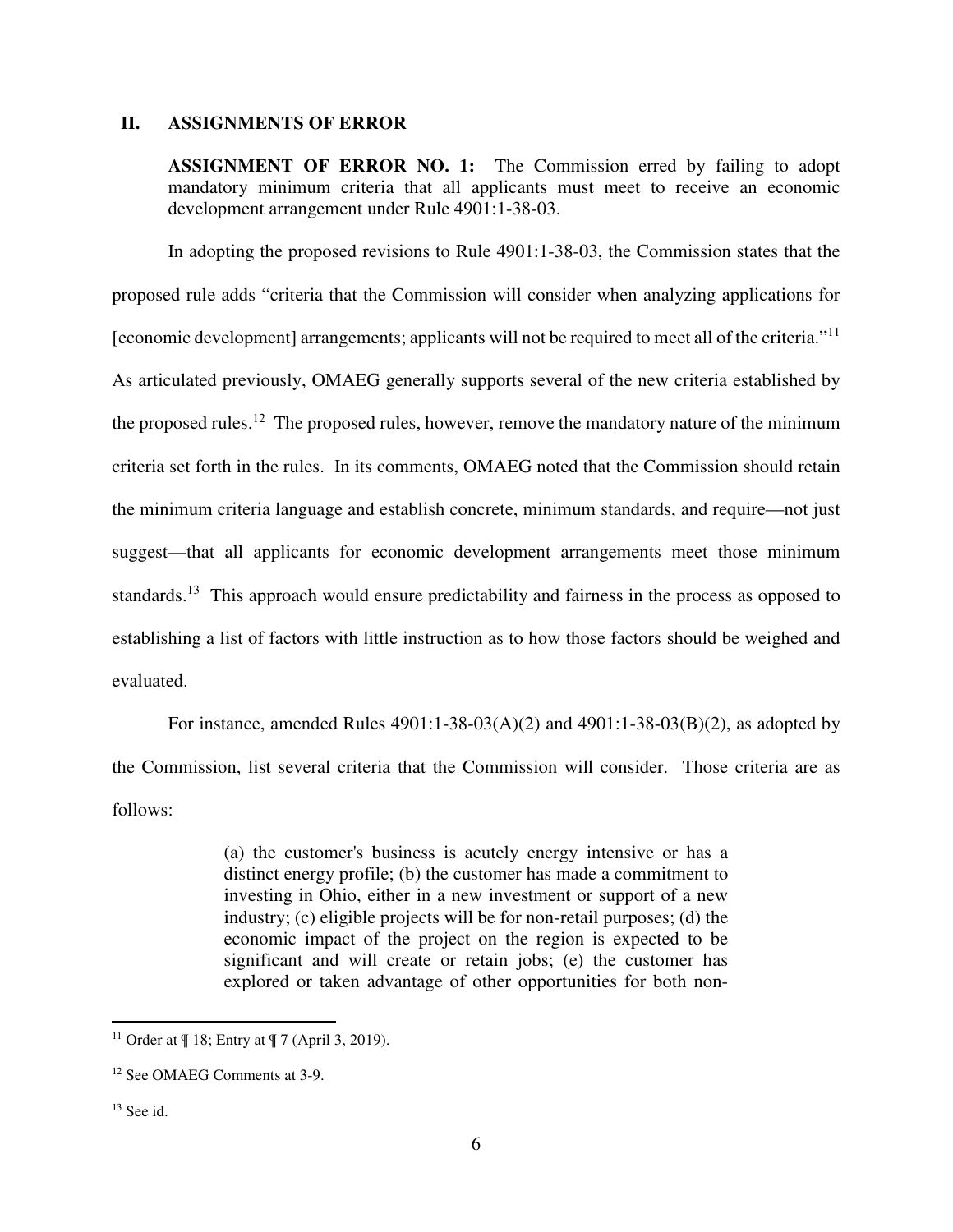## II. ASSIGNMENTS OF ERROR

**ASSIGNMENT OF ERROR NO. 1:** The Commission erred by failing to adopt mandatory minimum criteria that all applicants must meet to receive an economic development arrangement under Rule 4901:1-38-03.

In adopting the proposed revisions to Rule 4901:1-38-03, the Commission states that the proposed rule adds "criteria that the Commission will consider when analyzing applications for [economic development] arrangements; applicants will not be required to meet all of the criteria."[11] As articulated previously, OMAEG generally supports several of the new criteria established by the proposed rules.[12] The proposed rules, however, remove the mandatory nature of the minimum criteria set forth in the rules. In its comments, OMAEG noted that the Commission should retain the minimum criteria language and establish concrete, minimum standards, and require—not just suggest—that all applicants for economic development arrangements meet those minimum standards.[13] This approach would ensure predictability and fairness in the process as opposed to establishing a list of factors with little instruction as to how those factors should be weighed and evaluated.

For instance, amended Rules 4901:1-38-03(A)(2) and 4901:1-38-03(B)(2), as adopted by the Commission, list several criteria that the Commission will consider. Those criteria are as follows:

> (a) the customer's business is acutely energy intensive or has a distinct energy profile; (b) the customer has made a commitment to investing in Ohio, either in a new investment or support of a new industry; (c) eligible projects will be for non-retail purposes; (d) the economic impact of the project on the region is expected to be significant and will create or retain jobs; (e) the customer has explored or taken advantage of other opportunities for both non-

---

[11] Order at ¶ 18; Entry at ¶ 7 (April 3, 2019).

[12] See OMAEG Comments at 3-9.

[13] See id.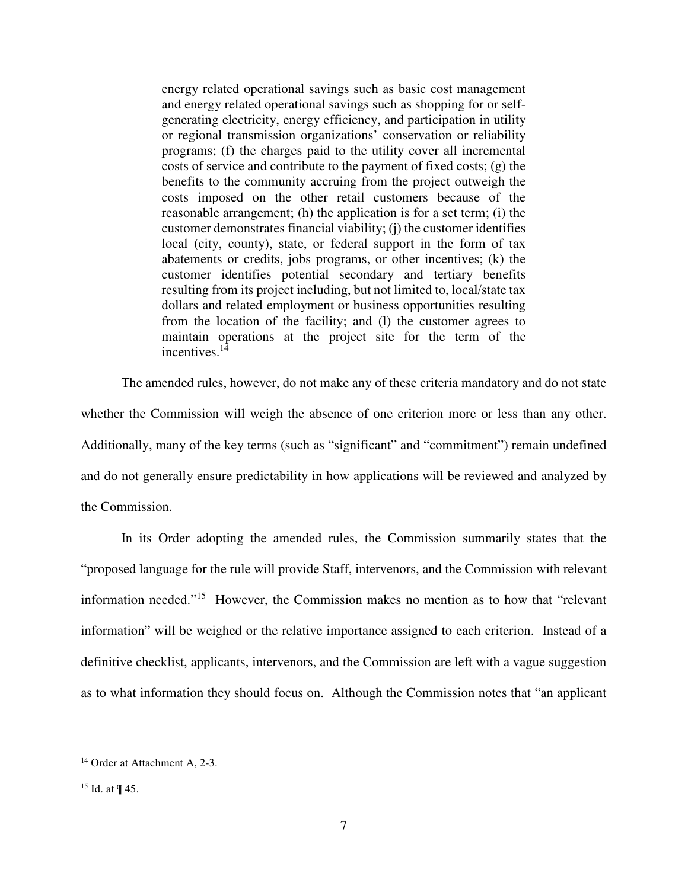> energy related operational savings such as basic cost management and energy related operational savings such as shopping for or self-generating electricity, energy efficiency, and participation in utility or regional transmission organizations' conservation or reliability programs; (f) the charges paid to the utility cover all incremental costs of service and contribute to the payment of fixed costs; (g) the benefits to the community accruing from the project outweigh the costs imposed on the other retail customers because of the reasonable arrangement; (h) the application is for a set term; (i) the customer demonstrates financial viability; (j) the customer identifies local (city, county), state, or federal support in the form of tax abatements or credits, jobs programs, or other incentives; (k) the customer identifies potential secondary and tertiary benefits resulting from its project including, but not limited to, local/state tax dollars and related employment or business opportunities resulting from the location of the facility; and (l) the customer agrees to maintain operations at the project site for the term of the incentives.[14]

The amended rules, however, do not make any of these criteria mandatory and do not state whether the Commission will weigh the absence of one criterion more or less than any other. Additionally, many of the key terms (such as "significant" and "commitment") remain undefined and do not generally ensure predictability in how applications will be reviewed and analyzed by the Commission.

In its Order adopting the amended rules, the Commission summarily states that the "proposed language for the rule will provide Staff, intervenors, and the Commission with relevant information needed."[15] However, the Commission makes no mention as to how that "relevant information" will be weighed or the relative importance assigned to each criterion. Instead of a definitive checklist, applicants, intervenors, and the Commission are left with a vague suggestion as to what information they should focus on. Although the Commission notes that "an applicant

---

[14] Order at Attachment A, 2-3.

[15] Id. at ¶ 45.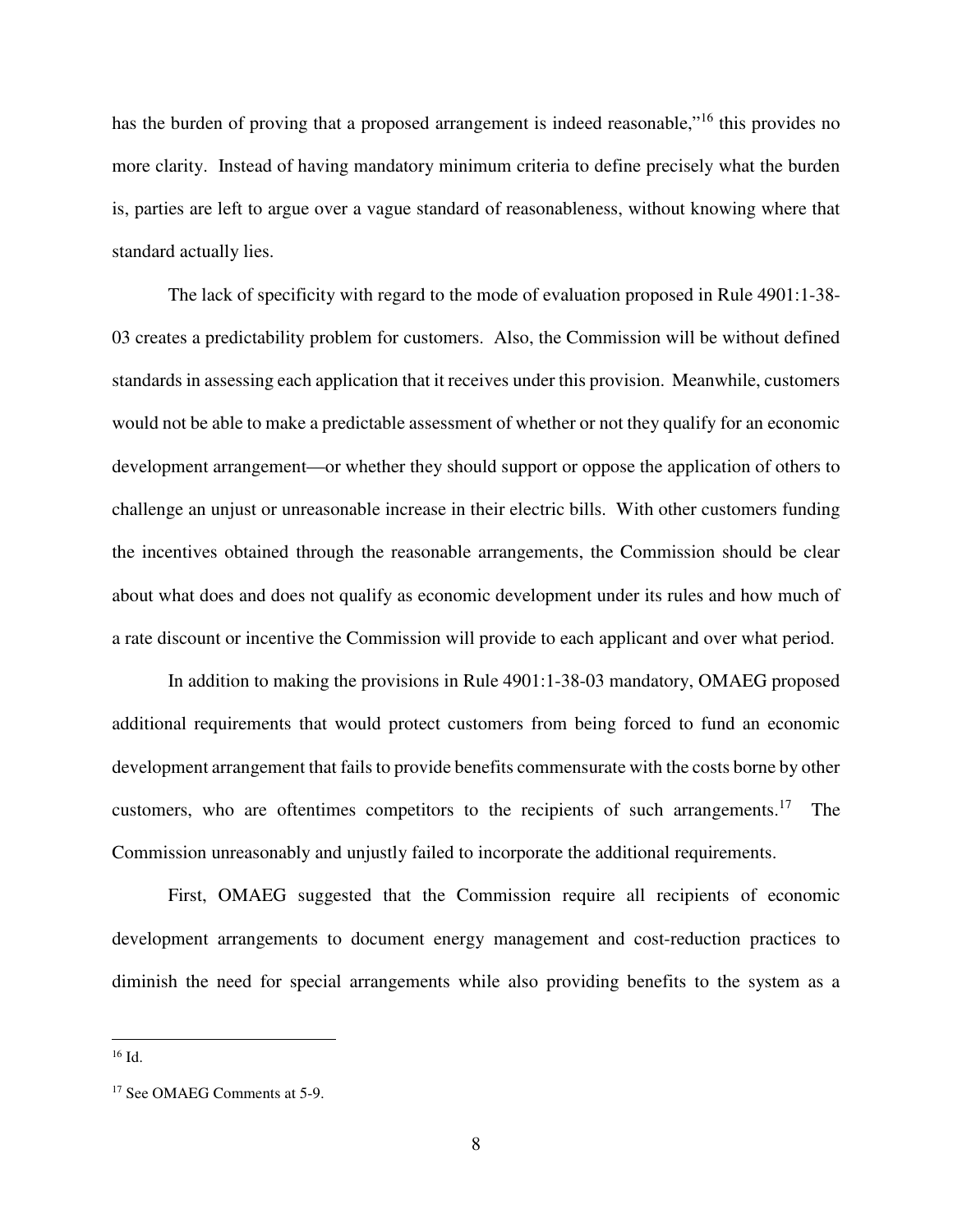has the burden of proving that a proposed arrangement is indeed reasonable,"[16] this provides no more clarity. Instead of having mandatory minimum criteria to define precisely what the burden is, parties are left to argue over a vague standard of reasonableness, without knowing where that standard actually lies.

The lack of specificity with regard to the mode of evaluation proposed in Rule 4901:1-38-03 creates a predictability problem for customers. Also, the Commission will be without defined standards in assessing each application that it receives under this provision. Meanwhile, customers would not be able to make a predictable assessment of whether or not they qualify for an economic development arrangement—or whether they should support or oppose the application of others to challenge an unjust or unreasonable increase in their electric bills. With other customers funding the incentives obtained through the reasonable arrangements, the Commission should be clear about what does and does not qualify as economic development under its rules and how much of a rate discount or incentive the Commission will provide to each applicant and over what period.

In addition to making the provisions in Rule 4901:1-38-03 mandatory, OMAEG proposed additional requirements that would protect customers from being forced to fund an economic development arrangement that fails to provide benefits commensurate with the costs borne by other customers, who are oftentimes competitors to the recipients of such arrangements.[17] The Commission unreasonably and unjustly failed to incorporate the additional requirements.

First, OMAEG suggested that the Commission require all recipients of economic development arrangements to document energy management and cost-reduction practices to diminish the need for special arrangements while also providing benefits to the system as a

---

[16] Id.

[17] See OMAEG Comments at 5-9.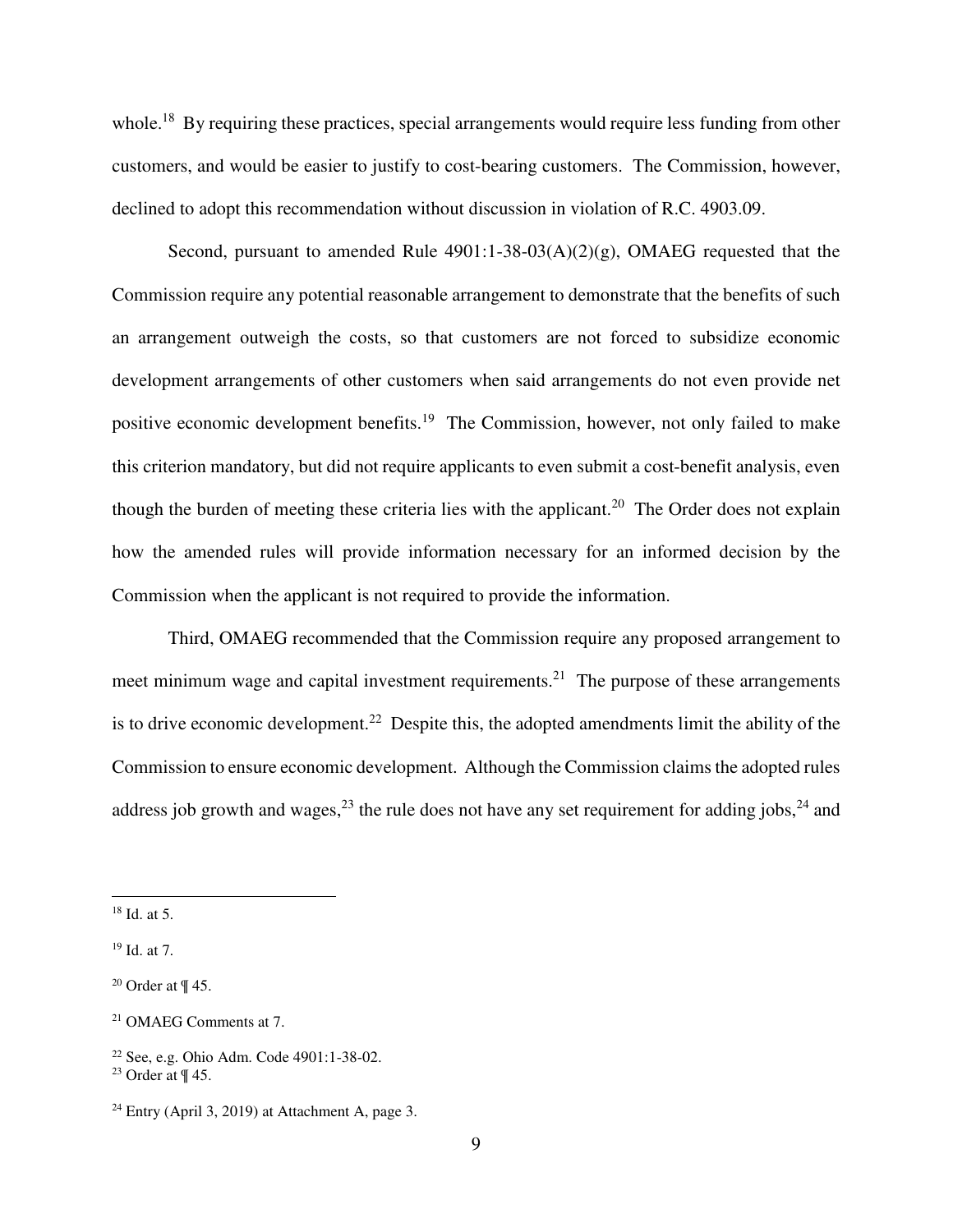whole.[18] By requiring these practices, special arrangements would require less funding from other customers, and would be easier to justify to cost-bearing customers. The Commission, however, declined to adopt this recommendation without discussion in violation of R.C. 4903.09.

Second, pursuant to amended Rule 4901:1-38-03(A)(2)(g), OMAEG requested that the Commission require any potential reasonable arrangement to demonstrate that the benefits of such an arrangement outweigh the costs, so that customers are not forced to subsidize economic development arrangements of other customers when said arrangements do not even provide net positive economic development benefits.[19] The Commission, however, not only failed to make this criterion mandatory, but did not require applicants to even submit a cost-benefit analysis, even though the burden of meeting these criteria lies with the applicant.[20] The Order does not explain how the amended rules will provide information necessary for an informed decision by the Commission when the applicant is not required to provide the information.

Third, OMAEG recommended that the Commission require any proposed arrangement to meet minimum wage and capital investment requirements.[21] The purpose of these arrangements is to drive economic development.[22] Despite this, the adopted amendments limit the ability of the Commission to ensure economic development. Although the Commission claims the adopted rules address job growth and wages,[23] the rule does not have any set requirement for adding jobs,[24] and

---

[18] Id. at 5.

[19] Id. at 7.

[20] Order at ¶ 45.

[21] OMAEG Comments at 7.

[22] See, e.g. Ohio Adm. Code 4901:1-38-02.

[23] Order at ¶ 45.

[24] Entry (April 3, 2019) at Attachment A, page 3.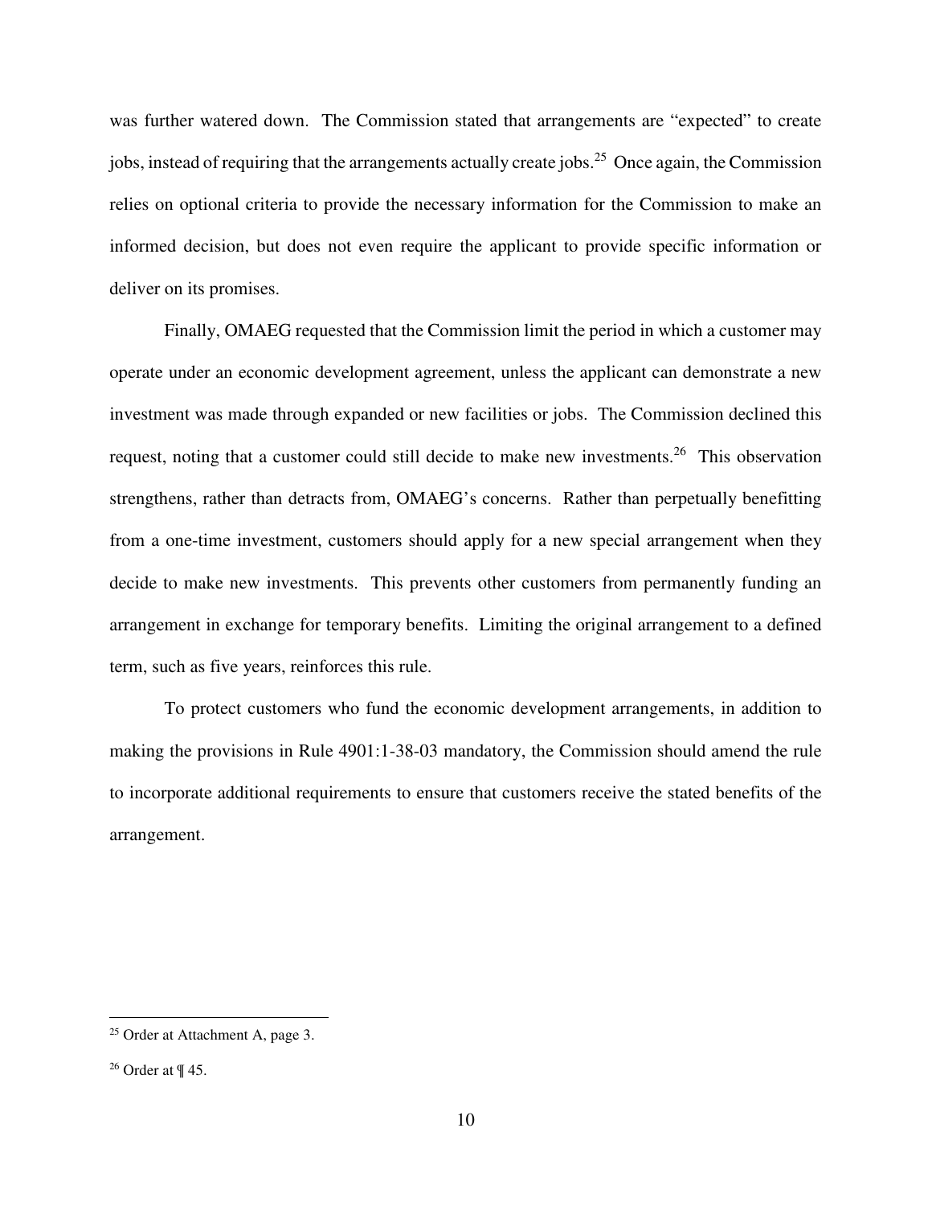was further watered down. The Commission stated that arrangements are "expected" to create jobs, instead of requiring that the arrangements actually create jobs.[25] Once again, the Commission relies on optional criteria to provide the necessary information for the Commission to make an informed decision, but does not even require the applicant to provide specific information or deliver on its promises.

Finally, OMAEG requested that the Commission limit the period in which a customer may operate under an economic development agreement, unless the applicant can demonstrate a new investment was made through expanded or new facilities or jobs. The Commission declined this request, noting that a customer could still decide to make new investments.[26] This observation strengthens, rather than detracts from, OMAEG's concerns. Rather than perpetually benefitting from a one-time investment, customers should apply for a new special arrangement when they decide to make new investments. This prevents other customers from permanently funding an arrangement in exchange for temporary benefits. Limiting the original arrangement to a defined term, such as five years, reinforces this rule.

To protect customers who fund the economic development arrangements, in addition to making the provisions in Rule 4901:1-38-03 mandatory, the Commission should amend the rule to incorporate additional requirements to ensure that customers receive the stated benefits of the arrangement.

---

[25] Order at Attachment A, page 3.

[26] Order at ¶ 45.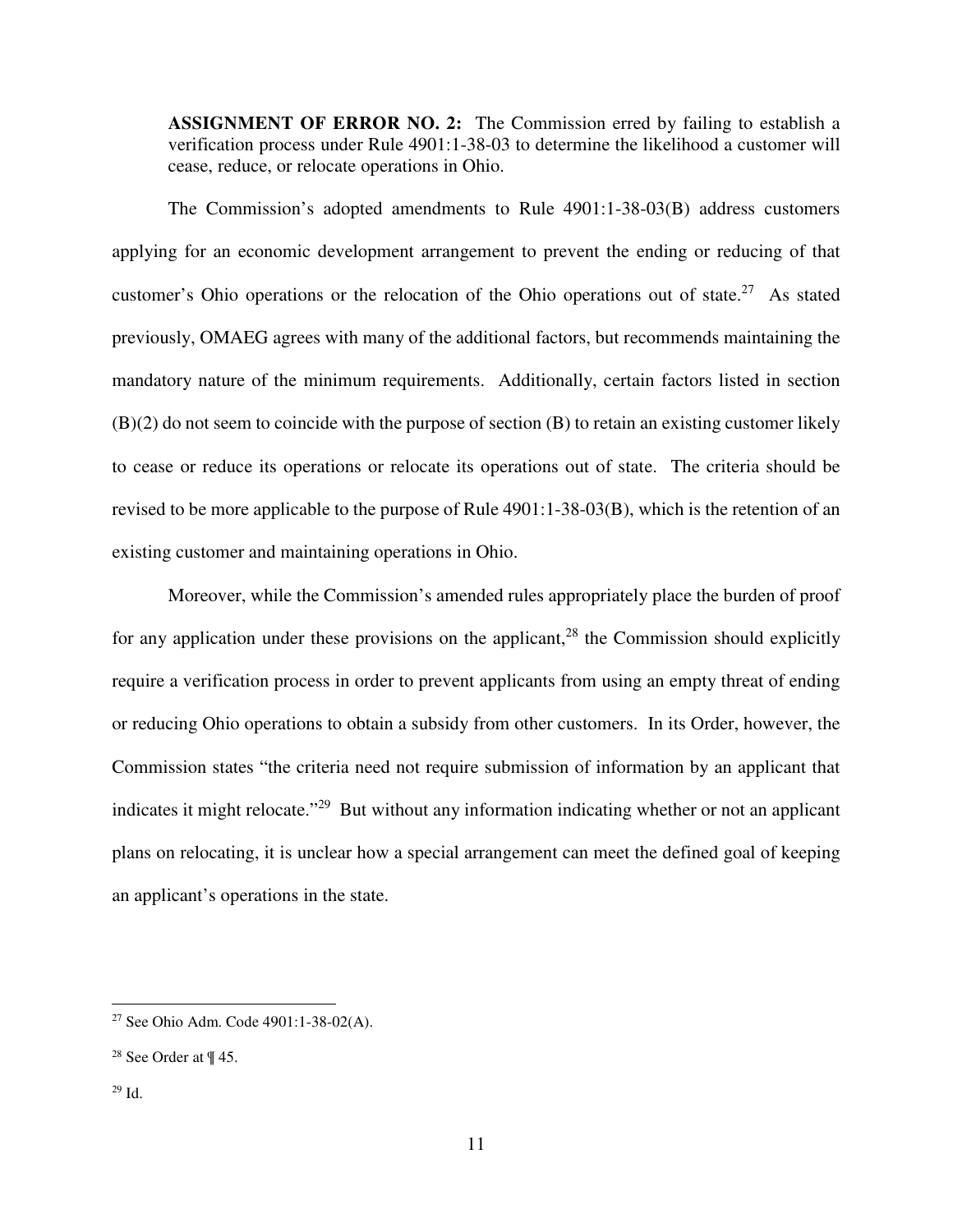**ASSIGNMENT OF ERROR NO. 2:** The Commission erred by failing to establish a verification process under Rule 4901:1-38-03 to determine the likelihood a customer will cease, reduce, or relocate operations in Ohio.

The Commission's adopted amendments to Rule 4901:1-38-03(B) address customers applying for an economic development arrangement to prevent the ending or reducing of that customer's Ohio operations or the relocation of the Ohio operations out of state.[27] As stated previously, OMAEG agrees with many of the additional factors, but recommends maintaining the mandatory nature of the minimum requirements. Additionally, certain factors listed in section (B)(2) do not seem to coincide with the purpose of section (B) to retain an existing customer likely to cease or reduce its operations or relocate its operations out of state. The criteria should be revised to be more applicable to the purpose of Rule 4901:1-38-03(B), which is the retention of an existing customer and maintaining operations in Ohio.

Moreover, while the Commission's amended rules appropriately place the burden of proof for any application under these provisions on the applicant,[28] the Commission should explicitly require a verification process in order to prevent applicants from using an empty threat of ending or reducing Ohio operations to obtain a subsidy from other customers. In its Order, however, the Commission states "the criteria need not require submission of information by an applicant that indicates it might relocate."[29] But without any information indicating whether or not an applicant plans on relocating, it is unclear how a special arrangement can meet the defined goal of keeping an applicant's operations in the state.

---

[27] See Ohio Adm. Code 4901:1-38-02(A).

[28] See Order at ¶ 45.

[29] Id.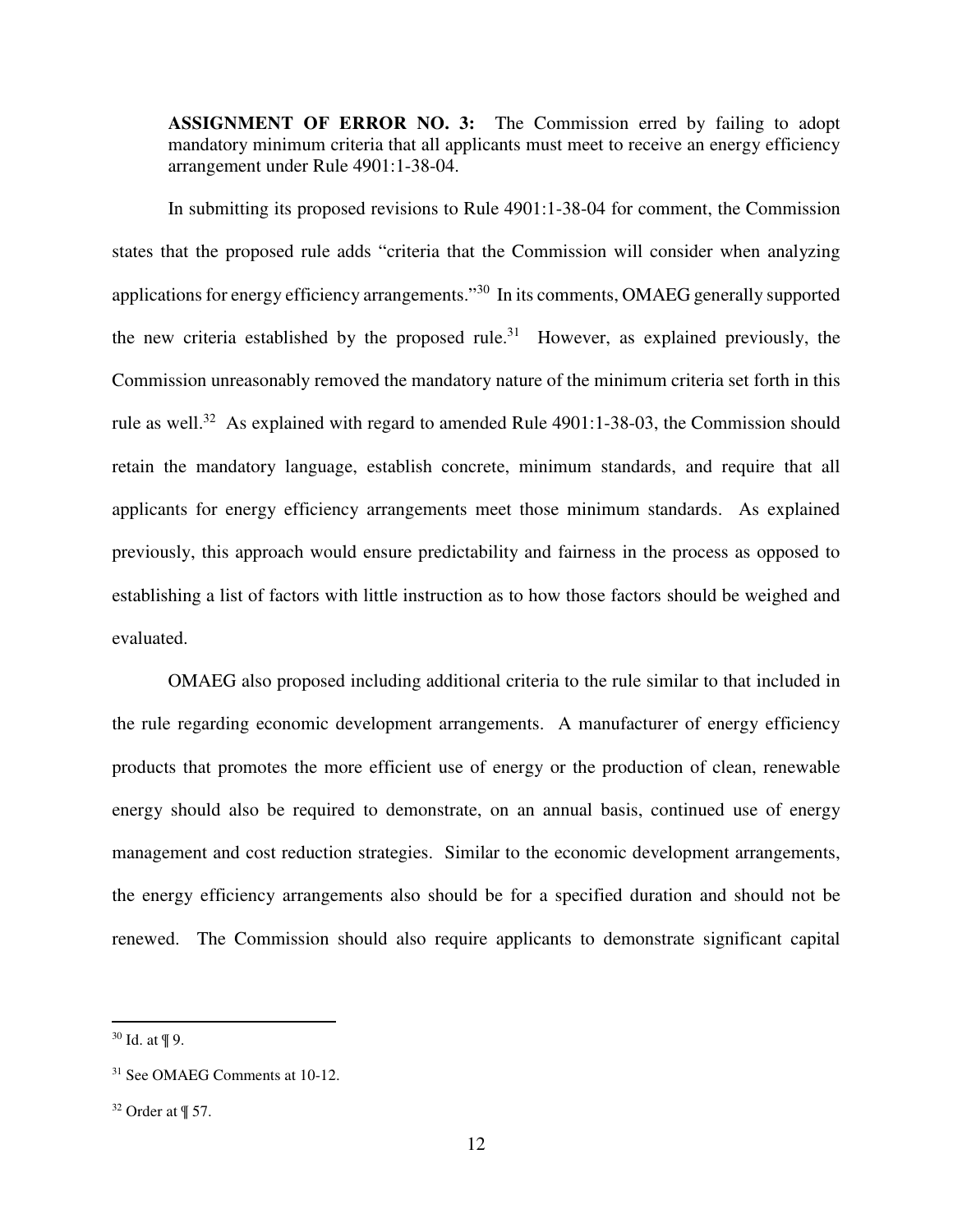**ASSIGNMENT OF ERROR NO. 3:** The Commission erred by failing to adopt mandatory minimum criteria that all applicants must meet to receive an energy efficiency arrangement under Rule 4901:1-38-04.

In submitting its proposed revisions to Rule 4901:1-38-04 for comment, the Commission states that the proposed rule adds "criteria that the Commission will consider when analyzing applications for energy efficiency arrangements."[30] In its comments, OMAEG generally supported the new criteria established by the proposed rule.[31] However, as explained previously, the Commission unreasonably removed the mandatory nature of the minimum criteria set forth in this rule as well.[32] As explained with regard to amended Rule 4901:1-38-03, the Commission should retain the mandatory language, establish concrete, minimum standards, and require that all applicants for energy efficiency arrangements meet those minimum standards. As explained previously, this approach would ensure predictability and fairness in the process as opposed to establishing a list of factors with little instruction as to how those factors should be weighed and evaluated.

OMAEG also proposed including additional criteria to the rule similar to that included in the rule regarding economic development arrangements. A manufacturer of energy efficiency products that promotes the more efficient use of energy or the production of clean, renewable energy should also be required to demonstrate, on an annual basis, continued use of energy management and cost reduction strategies. Similar to the economic development arrangements, the energy efficiency arrangements also should be for a specified duration and should not be renewed. The Commission should also require applicants to demonstrate significant capital

---

[30] Id. at ¶ 9.

[31] See OMAEG Comments at 10-12.

[32] Order at ¶ 57.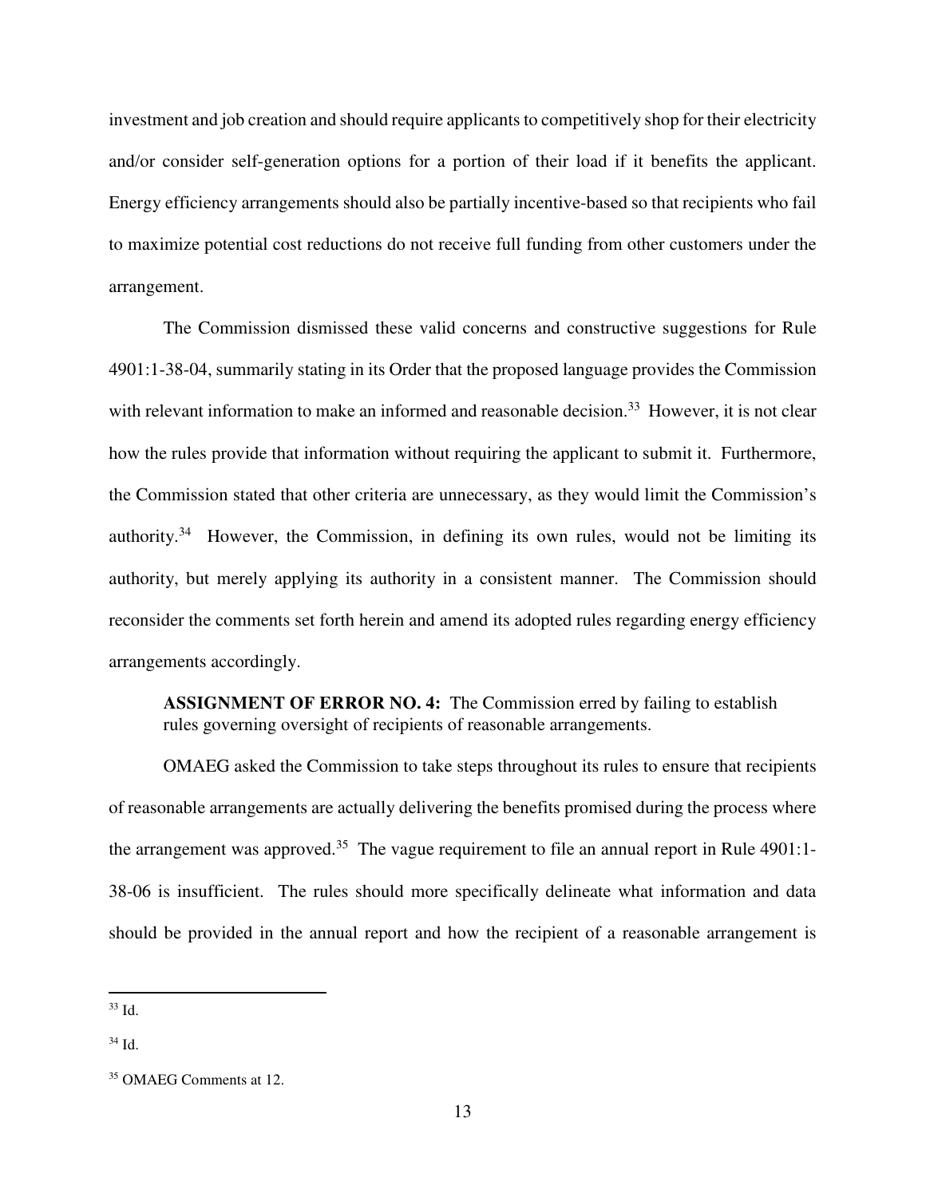investment and job creation and should require applicants to competitively shop for their electricity and/or consider self-generation options for a portion of their load if it benefits the applicant. Energy efficiency arrangements should also be partially incentive-based so that recipients who fail to maximize potential cost reductions do not receive full funding from other customers under the arrangement.

The Commission dismissed these valid concerns and constructive suggestions for Rule 4901:1-38-04, summarily stating in its Order that the proposed language provides the Commission with relevant information to make an informed and reasonable decision.[33] However, it is not clear how the rules provide that information without requiring the applicant to submit it. Furthermore, the Commission stated that other criteria are unnecessary, as they would limit the Commission's authority.[34] However, the Commission, in defining its own rules, would not be limiting its authority, but merely applying its authority in a consistent manner. The Commission should reconsider the comments set forth herein and amend its adopted rules regarding energy efficiency arrangements accordingly.

**ASSIGNMENT OF ERROR NO. 4:** The Commission erred by failing to establish rules governing oversight of recipients of reasonable arrangements.

OMAEG asked the Commission to take steps throughout its rules to ensure that recipients of reasonable arrangements are actually delivering the benefits promised during the process where the arrangement was approved.[35] The vague requirement to file an annual report in Rule 4901:1-38-06 is insufficient. The rules should more specifically delineate what information and data should be provided in the annual report and how the recipient of a reasonable arrangement is

[33] Id.

[34] Id.

[35] OMAEG Comments at 12.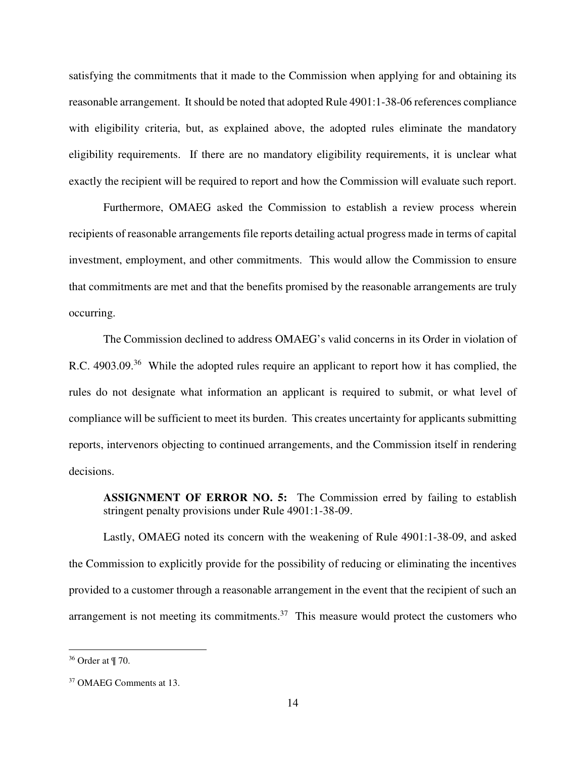satisfying the commitments that it made to the Commission when applying for and obtaining its reasonable arrangement. It should be noted that adopted Rule 4901:1-38-06 references compliance with eligibility criteria, but, as explained above, the adopted rules eliminate the mandatory eligibility requirements. If there are no mandatory eligibility requirements, it is unclear what exactly the recipient will be required to report and how the Commission will evaluate such report.

Furthermore, OMAEG asked the Commission to establish a review process wherein recipients of reasonable arrangements file reports detailing actual progress made in terms of capital investment, employment, and other commitments. This would allow the Commission to ensure that commitments are met and that the benefits promised by the reasonable arrangements are truly occurring.

The Commission declined to address OMAEG's valid concerns in its Order in violation of R.C. 4903.09.[36] While the adopted rules require an applicant to report how it has complied, the rules do not designate what information an applicant is required to submit, or what level of compliance will be sufficient to meet its burden. This creates uncertainty for applicants submitting reports, intervenors objecting to continued arrangements, and the Commission itself in rendering decisions.

> **ASSIGNMENT OF ERROR NO. 5:** The Commission erred by failing to establish stringent penalty provisions under Rule 4901:1-38-09.

Lastly, OMAEG noted its concern with the weakening of Rule 4901:1-38-09, and asked the Commission to explicitly provide for the possibility of reducing or eliminating the incentives provided to a customer through a reasonable arrangement in the event that the recipient of such an arrangement is not meeting its commitments.[37] This measure would protect the customers who

---

[36] Order at ¶ 70.

[37] OMAEG Comments at 13.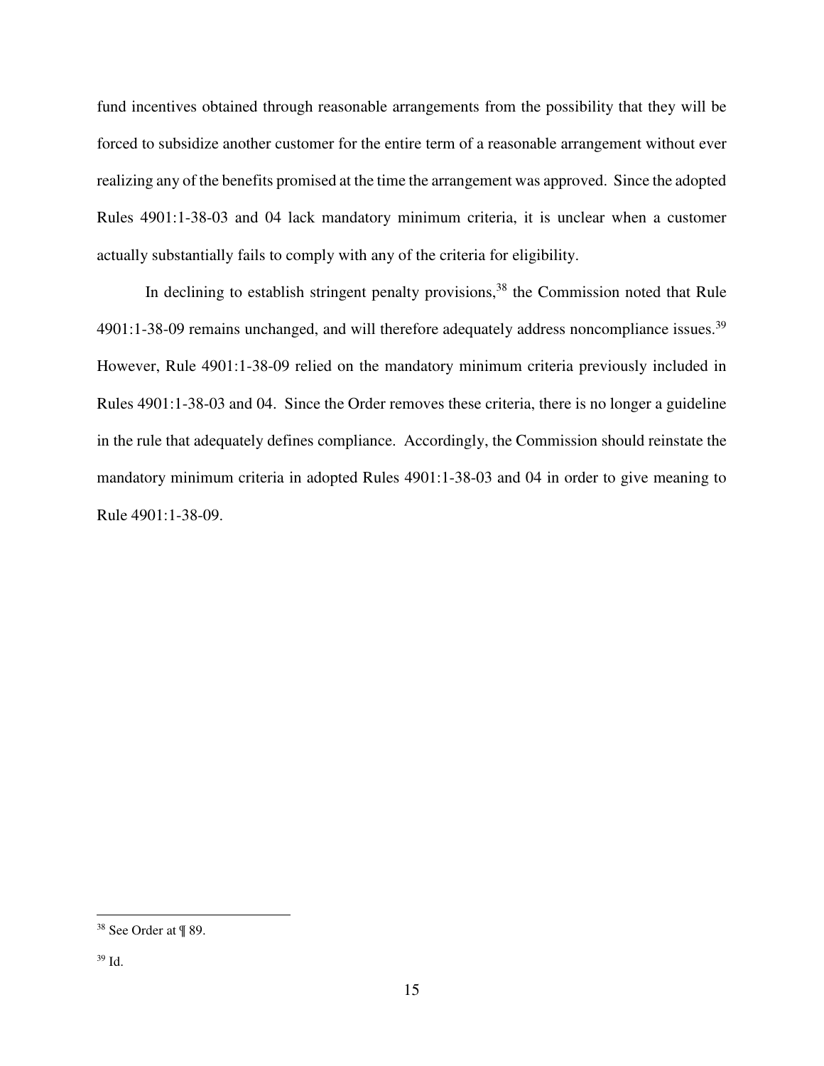fund incentives obtained through reasonable arrangements from the possibility that they will be forced to subsidize another customer for the entire term of a reasonable arrangement without ever realizing any of the benefits promised at the time the arrangement was approved. Since the adopted Rules 4901:1-38-03 and 04 lack mandatory minimum criteria, it is unclear when a customer actually substantially fails to comply with any of the criteria for eligibility.

In declining to establish stringent penalty provisions,[38] the Commission noted that Rule 4901:1-38-09 remains unchanged, and will therefore adequately address noncompliance issues.[39] However, Rule 4901:1-38-09 relied on the mandatory minimum criteria previously included in Rules 4901:1-38-03 and 04. Since the Order removes these criteria, there is no longer a guideline in the rule that adequately defines compliance. Accordingly, the Commission should reinstate the mandatory minimum criteria in adopted Rules 4901:1-38-03 and 04 in order to give meaning to Rule 4901:1-38-09.

---

[38] See Order at ¶ 89.

[39] Id.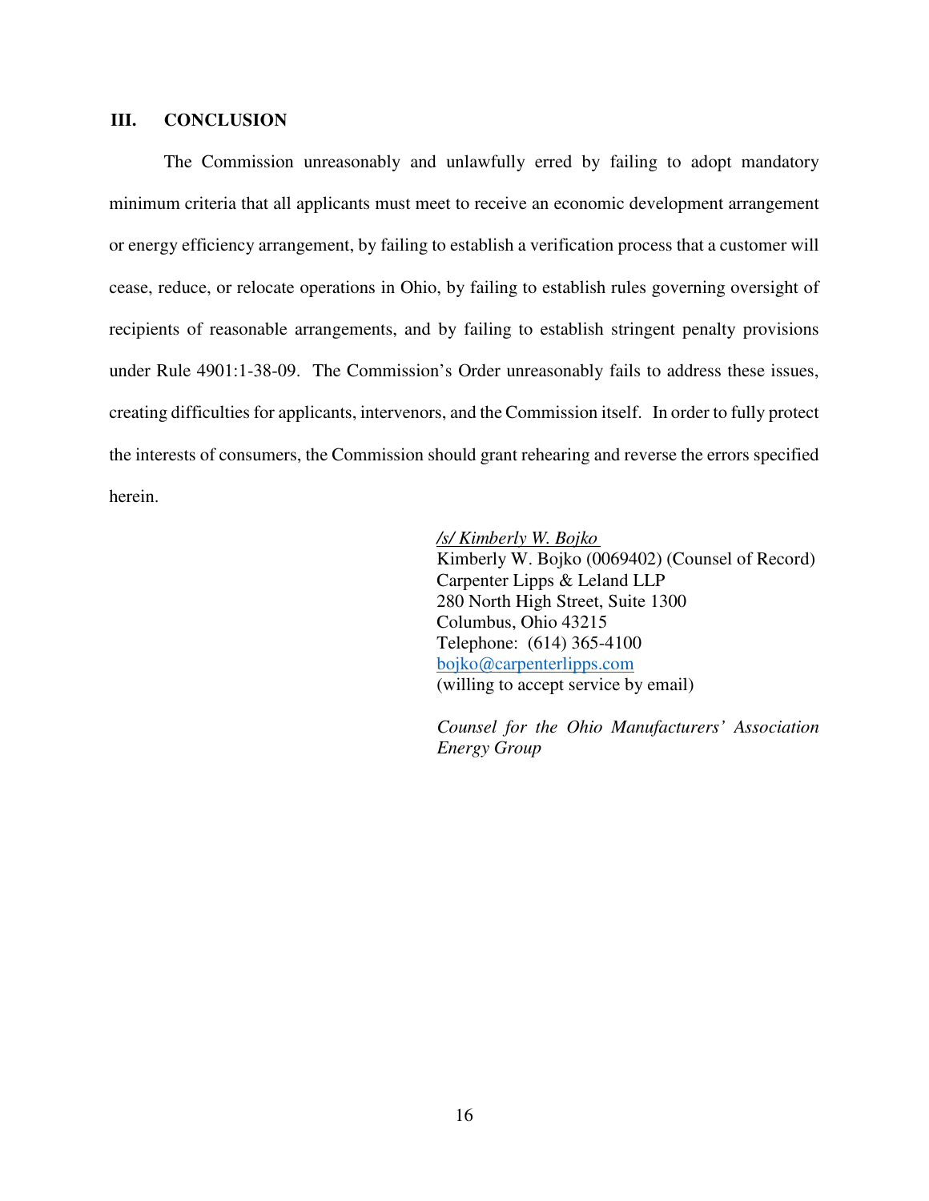## III. CONCLUSION

The Commission unreasonably and unlawfully erred by failing to adopt mandatory minimum criteria that all applicants must meet to receive an economic development arrangement or energy efficiency arrangement, by failing to establish a verification process that a customer will cease, reduce, or relocate operations in Ohio, by failing to establish rules governing oversight of recipients of reasonable arrangements, and by failing to establish stringent penalty provisions under Rule 4901:1-38-09. The Commission's Order unreasonably fails to address these issues, creating difficulties for applicants, intervenors, and the Commission itself. In order to fully protect the interests of consumers, the Commission should grant rehearing and reverse the errors specified herein.

*/s/ Kimberly W. Bojko*
Kimberly W. Bojko (0069402) (Counsel of Record)
Carpenter Lipps & Leland LLP
280 North High Street, Suite 1300
Columbus, Ohio 43215
Telephone: (614) 365-4100
bojko@carpenterlipps.com
(willing to accept service by email)

*Counsel for the Ohio Manufacturers' Association Energy Group*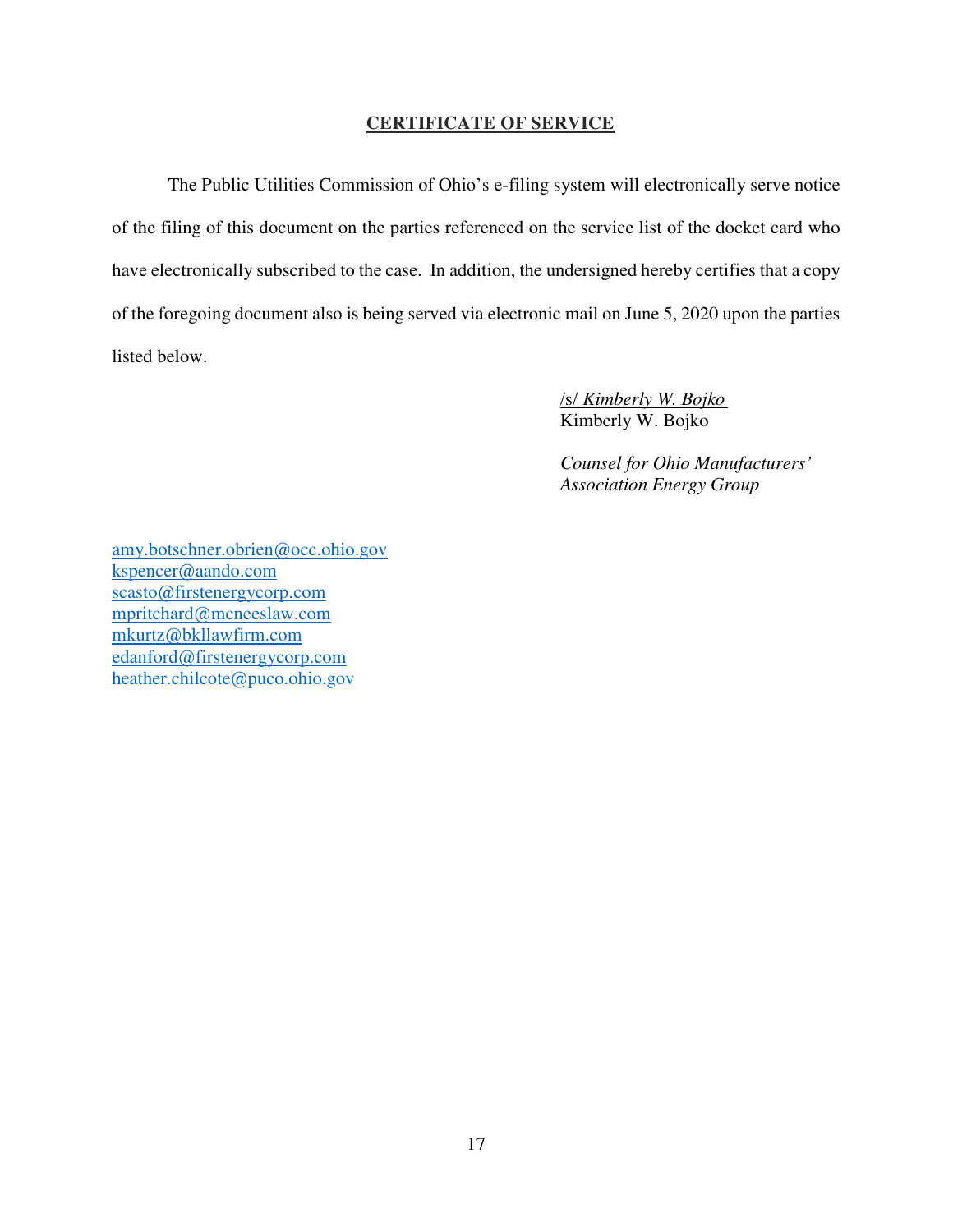## CERTIFICATE OF SERVICE

The Public Utilities Commission of Ohio's e-filing system will electronically serve notice of the filing of this document on the parties referenced on the service list of the docket card who have electronically subscribed to the case. In addition, the undersigned hereby certifies that a copy of the foregoing document also is being served via electronic mail on June 5, 2020 upon the parties listed below.

/s/ *Kimberly W. Bojko*
Kimberly W. Bojko

*Counsel for Ohio Manufacturers' Association Energy Group*

amy.botschner.obrien@occ.ohio.gov
kspencer@aando.com
scasto@firstenergycorp.com
mpritchard@mcneeslaw.com
mkurtz@bkllawfirm.com
edanford@firstenergycorp.com
heather.chilcote@puco.ohio.gov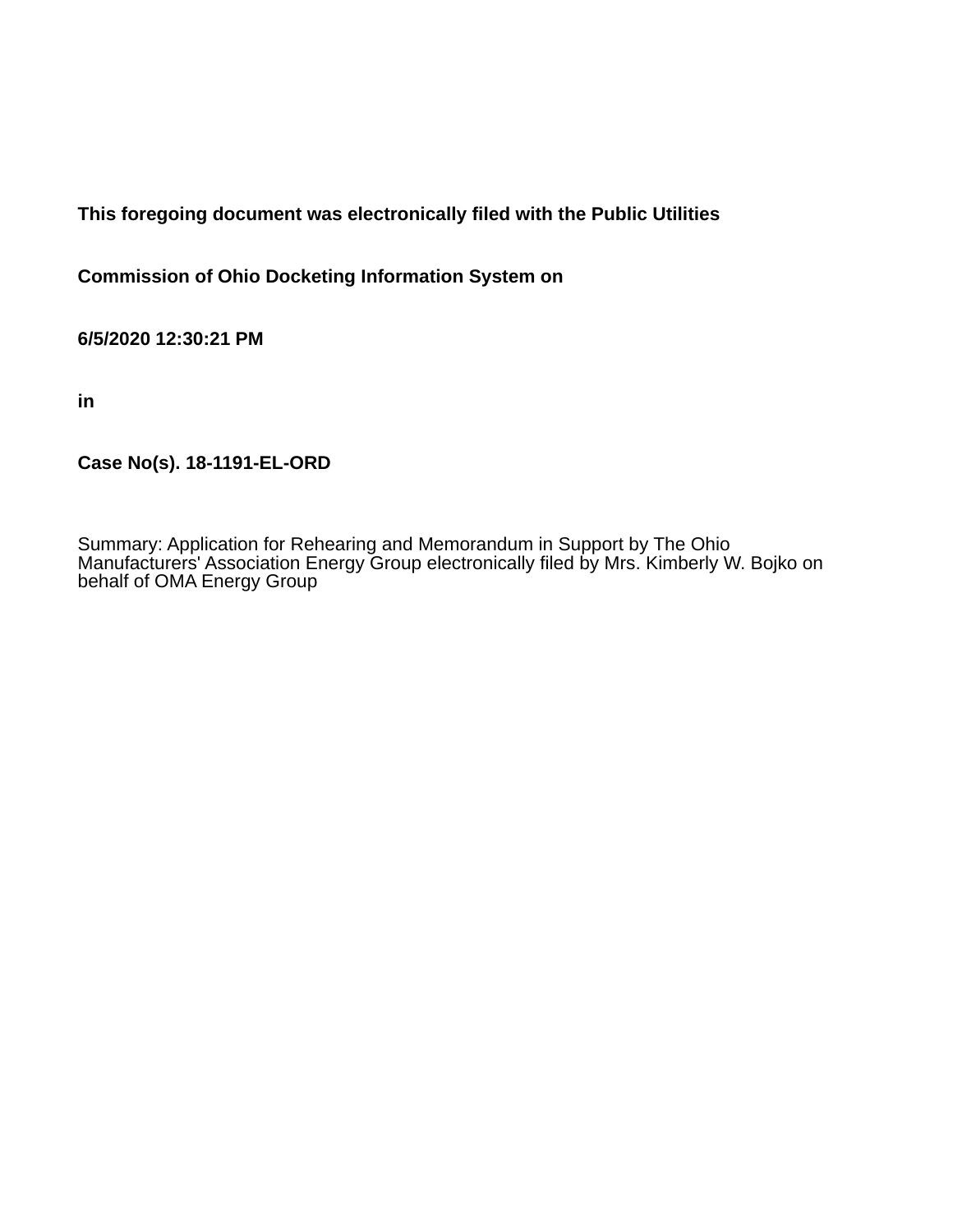**This foregoing document was electronically filed with the Public Utilities**

**Commission of Ohio Docketing Information System on**

**6/5/2020 12:30:21 PM**

**in**

**Case No(s). 18-1191-EL-ORD**

Summary: Application for Rehearing and Memorandum in Support by The Ohio Manufacturers' Association Energy Group electronically filed by Mrs. Kimberly W. Bojko on behalf of OMA Energy Group